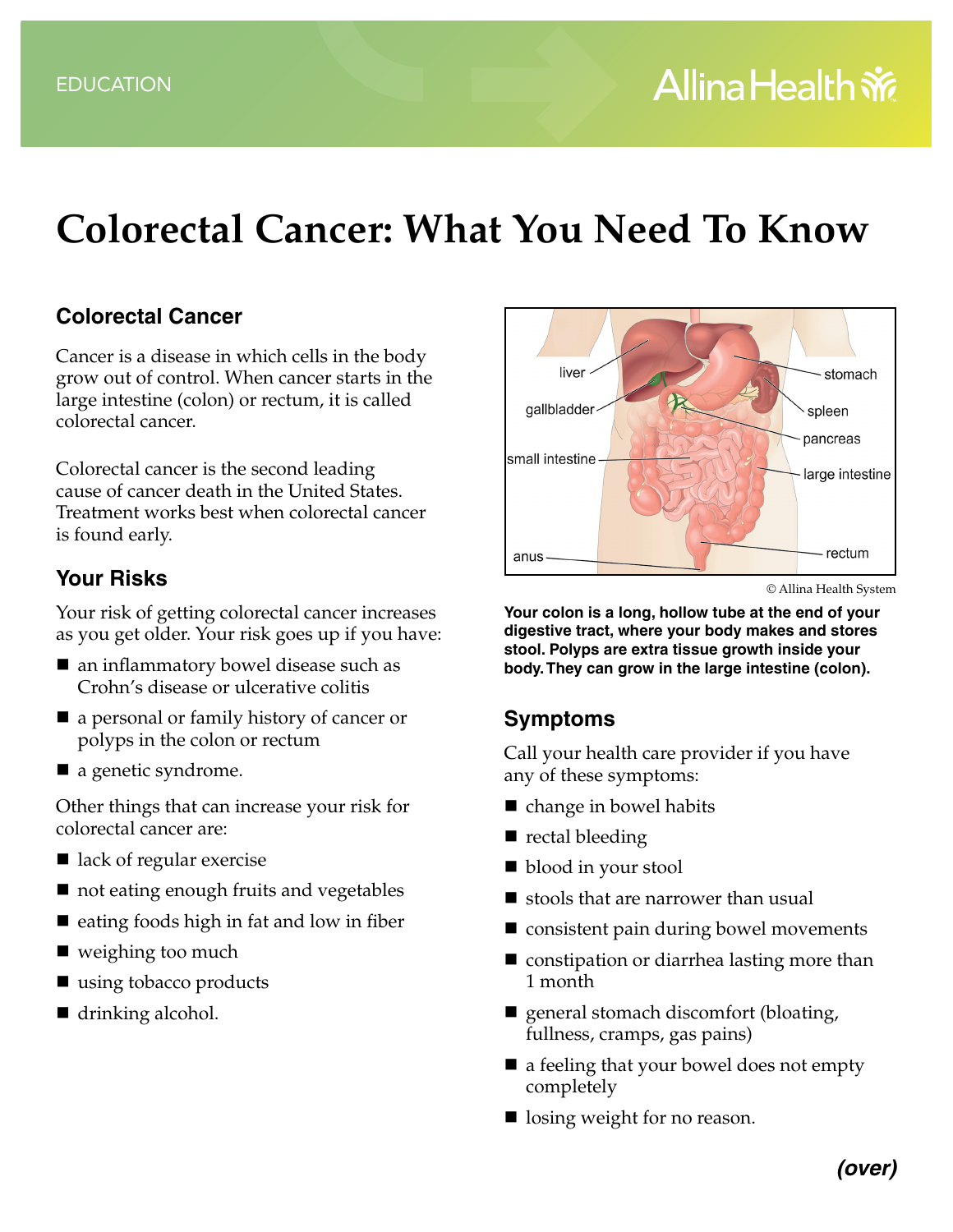EDUCATION

# Colorectal Cancer: What You Need To Know

## Colorectal Cancer

Cancer is a disease in which cells in the body grow out of control. When cancer starts in the large intestine (colon) or rectum, it is called colorectal cancer.

Colorectal cancer is the second leading cause of cancer death in the United States. Treatment works best when colorectal cancer is found early.

## Your Risks

Your risk of getting colorectal cancer increases as you get older. Your risk goes up if you have:

- an inflammatory bowel disease such as Crohn's disease or ulcerative colitis
- a personal or family history of cancer or polyps in the colon or rectum
- a genetic syndrome.

Other things that can increase your risk for colorectal cancer are:

- lack of regular exercise
- not eating enough fruits and vegetables
- eating foods high in fat and low in fiber
- weighing too much
- using tobacco products
- drinking alcohol.

© Allina Health System

**Your colon is a long, hollow tube at the end of your digestive tract, where your body makes and stores stool. Polyps are extra tissue growth inside your body. They can grow in the large intestine (colon).**

## Symptoms

Call your health care provider if you have any of these symptoms:

- change in bowel habits
- rectal bleeding
- blood in your stool
- stools that are narrower than usual
- consistent pain during bowel movements
- constipation or diarrhea lasting more than 1 month
- general stomach discomfort (bloating, fullness, cramps, gas pains)
- a feeling that your bowel does not empty completely
- losing weight for no reason.

***(over)***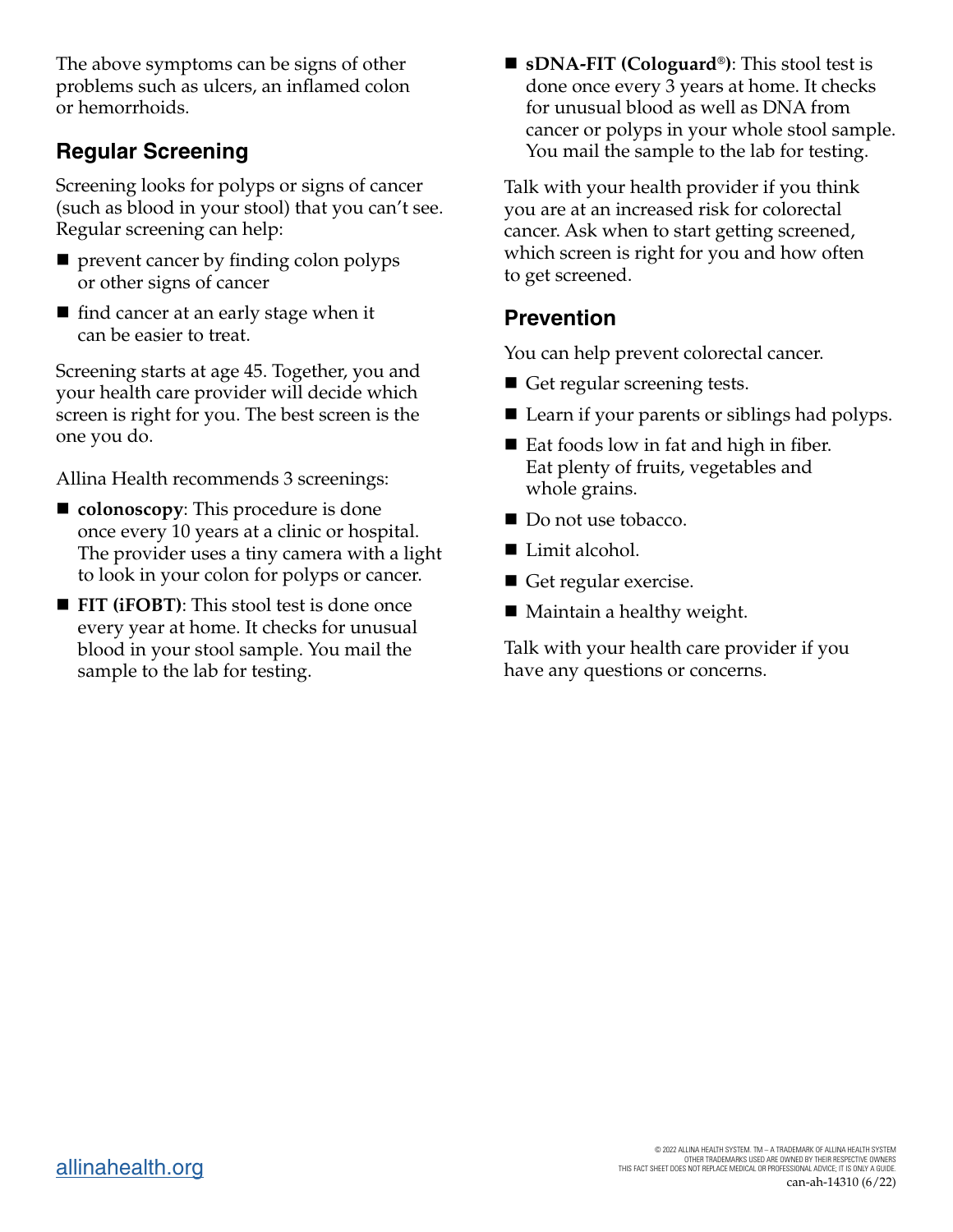The above symptoms can be signs of other problems such as ulcers, an inflamed colon or hemorrhoids.

## Regular Screening

Screening looks for polyps or signs of cancer (such as blood in your stool) that you can't see. Regular screening can help:

- prevent cancer by finding colon polyps or other signs of cancer
- find cancer at an early stage when it can be easier to treat.

Screening starts at age 45. Together, you and your health care provider will decide which screen is right for you. The best screen is the one you do.

Allina Health recommends 3 screenings:

- **colonoscopy**: This procedure is done once every 10 years at a clinic or hospital. The provider uses a tiny camera with a light to look in your colon for polyps or cancer.
- **FIT (iFOBT)**: This stool test is done once every year at home. It checks for unusual blood in your stool sample. You mail the sample to the lab for testing.
- **sDNA-FIT (Cologuard®)**: This stool test is done once every 3 years at home. It checks for unusual blood as well as DNA from cancer or polyps in your whole stool sample. You mail the sample to the lab for testing.

Talk with your health provider if you think you are at an increased risk for colorectal cancer. Ask when to start getting screened, which screen is right for you and how often to get screened.

## Prevention

You can help prevent colorectal cancer.

- Get regular screening tests.
- Learn if your parents or siblings had polyps.
- Eat foods low in fat and high in fiber. Eat plenty of fruits, vegetables and whole grains.
- Do not use tobacco.
- Limit alcohol.
- Get regular exercise.
- Maintain a healthy weight.

Talk with your health care provider if you have any questions or concerns.

allinahealth.org

© 2022 ALLINA HEALTH SYSTEM. TM – A TRADEMARK OF ALLINA HEALTH SYSTEM
OTHER TRADEMARKS USED ARE OWNED BY THEIR RESPECTIVE OWNERS
THIS FACT SHEET DOES NOT REPLACE MEDICAL OR PROFESSIONAL ADVICE; IT IS ONLY A GUIDE.
can-ah-14310 (6/22)